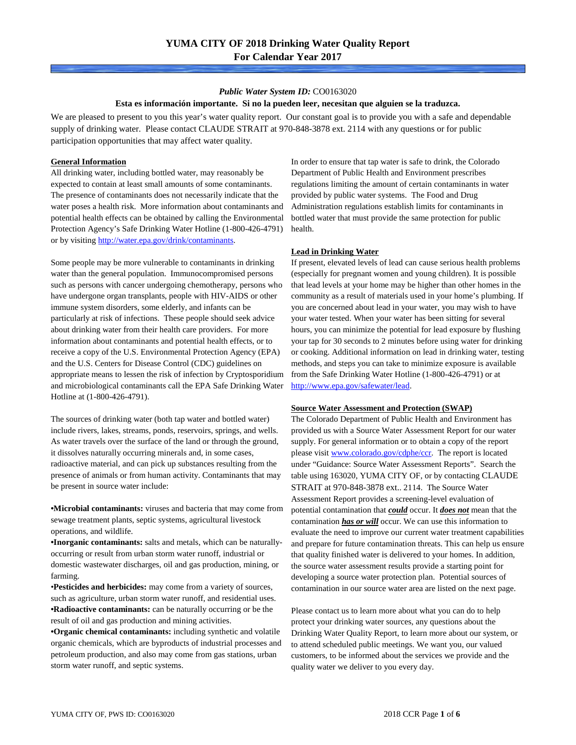# YUMA CITY OF 2018 Drinking Water Quality Report
## For Calendar Year 2017

***Public Water System ID:*** CO0163020

**Esta es información importante. Si no la pueden leer, necesitan que alguien se la traduzca.**

We are pleased to present to you this year's water quality report. Our constant goal is to provide you with a safe and dependable supply of drinking water. Please contact CLAUDE STRAIT at 970-848-3878 ext. 2114 with any questions or for public participation opportunities that may affect water quality.

### General Information

All drinking water, including bottled water, may reasonably be expected to contain at least small amounts of some contaminants. The presence of contaminants does not necessarily indicate that the water poses a health risk. More information about contaminants and potential health effects can be obtained by calling the Environmental Protection Agency's Safe Drinking Water Hotline (1-800-426-4791) or by visiting http://water.epa.gov/drink/contaminants.

Some people may be more vulnerable to contaminants in drinking water than the general population. Immunocompromised persons such as persons with cancer undergoing chemotherapy, persons who have undergone organ transplants, people with HIV-AIDS or other immune system disorders, some elderly, and infants can be particularly at risk of infections. These people should seek advice about drinking water from their health care providers. For more information about contaminants and potential health effects, or to receive a copy of the U.S. Environmental Protection Agency (EPA) and the U.S. Centers for Disease Control (CDC) guidelines on appropriate means to lessen the risk of infection by Cryptosporidium and microbiological contaminants call the EPA Safe Drinking Water Hotline at (1-800-426-4791).

The sources of drinking water (both tap water and bottled water) include rivers, lakes, streams, ponds, reservoirs, springs, and wells. As water travels over the surface of the land or through the ground, it dissolves naturally occurring minerals and, in some cases, radioactive material, and can pick up substances resulting from the presence of animals or from human activity. Contaminants that may be present in source water include:

- **Microbial contaminants:** viruses and bacteria that may come from sewage treatment plants, septic systems, agricultural livestock operations, and wildlife.
- **Inorganic contaminants:** salts and metals, which can be naturally-occurring or result from urban storm water runoff, industrial or domestic wastewater discharges, oil and gas production, mining, or farming.
- **Pesticides and herbicides:** may come from a variety of sources, such as agriculture, urban storm water runoff, and residential uses.
- **Radioactive contaminants:** can be naturally occurring or be the result of oil and gas production and mining activities.
- **Organic chemical contaminants:** including synthetic and volatile organic chemicals, which are byproducts of industrial processes and petroleum production, and also may come from gas stations, urban storm water runoff, and septic systems.

In order to ensure that tap water is safe to drink, the Colorado Department of Public Health and Environment prescribes regulations limiting the amount of certain contaminants in water provided by public water systems. The Food and Drug Administration regulations establish limits for contaminants in bottled water that must provide the same protection for public health.

### Lead in Drinking Water

If present, elevated levels of lead can cause serious health problems (especially for pregnant women and young children). It is possible that lead levels at your home may be higher than other homes in the community as a result of materials used in your home's plumbing. If you are concerned about lead in your water, you may wish to have your water tested. When your water has been sitting for several hours, you can minimize the potential for lead exposure by flushing your tap for 30 seconds to 2 minutes before using water for drinking or cooking. Additional information on lead in drinking water, testing methods, and steps you can take to minimize exposure is available from the Safe Drinking Water Hotline (1-800-426-4791) or at http://www.epa.gov/safewater/lead.

### Source Water Assessment and Protection (SWAP)

The Colorado Department of Public Health and Environment has provided us with a Source Water Assessment Report for our water supply. For general information or to obtain a copy of the report please visit www.colorado.gov/cdphe/ccr. The report is located under "Guidance: Source Water Assessment Reports". Search the table using 163020, YUMA CITY OF, or by contacting CLAUDE STRAIT at 970-848-3878 ext.. 2114. The Source Water Assessment Report provides a screening-level evaluation of potential contamination that ***could*** occur. It ***does not*** mean that the contamination ***has or will*** occur. We can use this information to evaluate the need to improve our current water treatment capabilities and prepare for future contamination threats. This can help us ensure that quality finished water is delivered to your homes. In addition, the source water assessment results provide a starting point for developing a source water protection plan. Potential sources of contamination in our source water area are listed on the next page.

Please contact us to learn more about what you can do to help protect your drinking water sources, any questions about the Drinking Water Quality Report, to learn more about our system, or to attend scheduled public meetings. We want you, our valued customers, to be informed about the services we provide and the quality water we deliver to you every day.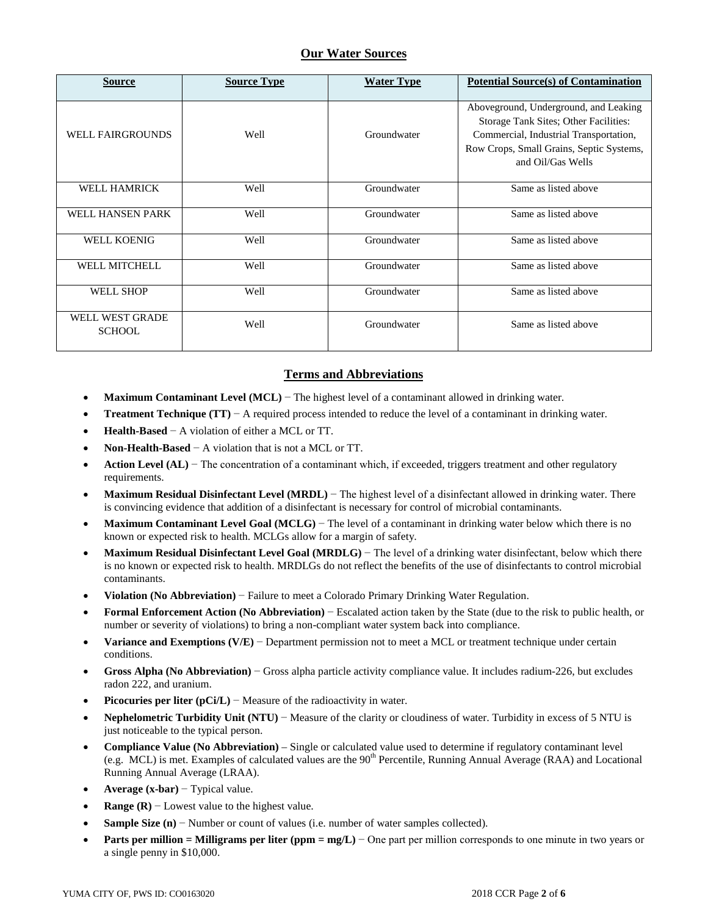## Our Water Sources

| Source | Source Type | Water Type | Potential Source(s) of Contamination |
|---|---|---|---|
| WELL FAIRGROUNDS | Well | Groundwater | Aboveground, Underground, and Leaking Storage Tank Sites; Other Facilities: Commercial, Industrial Transportation, Row Crops, Small Grains, Septic Systems, and Oil/Gas Wells |
| WELL HAMRICK | Well | Groundwater | Same as listed above |
| WELL HANSEN PARK | Well | Groundwater | Same as listed above |
| WELL KOENIG | Well | Groundwater | Same as listed above |
| WELL MITCHELL | Well | Groundwater | Same as listed above |
| WELL SHOP | Well | Groundwater | Same as listed above |
| WELL WEST GRADE SCHOOL | Well | Groundwater | Same as listed above |

## Terms and Abbreviations

- **Maximum Contaminant Level (MCL)** − The highest level of a contaminant allowed in drinking water.
- **Treatment Technique (TT)** − A required process intended to reduce the level of a contaminant in drinking water.
- **Health-Based** − A violation of either a MCL or TT.
- **Non-Health-Based** − A violation that is not a MCL or TT.
- **Action Level (AL)** − The concentration of a contaminant which, if exceeded, triggers treatment and other regulatory requirements.
- **Maximum Residual Disinfectant Level (MRDL)** − The highest level of a disinfectant allowed in drinking water. There is convincing evidence that addition of a disinfectant is necessary for control of microbial contaminants.
- **Maximum Contaminant Level Goal (MCLG)** − The level of a contaminant in drinking water below which there is no known or expected risk to health. MCLGs allow for a margin of safety.
- **Maximum Residual Disinfectant Level Goal (MRDLG)** − The level of a drinking water disinfectant, below which there is no known or expected risk to health. MRDLGs do not reflect the benefits of the use of disinfectants to control microbial contaminants.
- **Violation (No Abbreviation)** − Failure to meet a Colorado Primary Drinking Water Regulation.
- **Formal Enforcement Action (No Abbreviation)** − Escalated action taken by the State (due to the risk to public health, or number or severity of violations) to bring a non-compliant water system back into compliance.
- **Variance and Exemptions (V/E)** − Department permission not to meet a MCL or treatment technique under certain conditions.
- **Gross Alpha (No Abbreviation)** − Gross alpha particle activity compliance value. It includes radium-226, but excludes radon 222, and uranium.
- **Picocuries per liter (pCi/L)** − Measure of the radioactivity in water.
- **Nephelometric Turbidity Unit (NTU)** − Measure of the clarity or cloudiness of water. Turbidity in excess of 5 NTU is just noticeable to the typical person.
- **Compliance Value (No Abbreviation)** – Single or calculated value used to determine if regulatory contaminant level (e.g. MCL) is met. Examples of calculated values are the 90$^{th}$ Percentile, Running Annual Average (RAA) and Locational Running Annual Average (LRAA).
- **Average (x-bar)** − Typical value.
- **Range (R)** − Lowest value to the highest value.
- **Sample Size (n)** − Number or count of values (i.e. number of water samples collected).
- **Parts per million = Milligrams per liter (ppm = mg/L)** − One part per million corresponds to one minute in two years or a single penny in $10,000.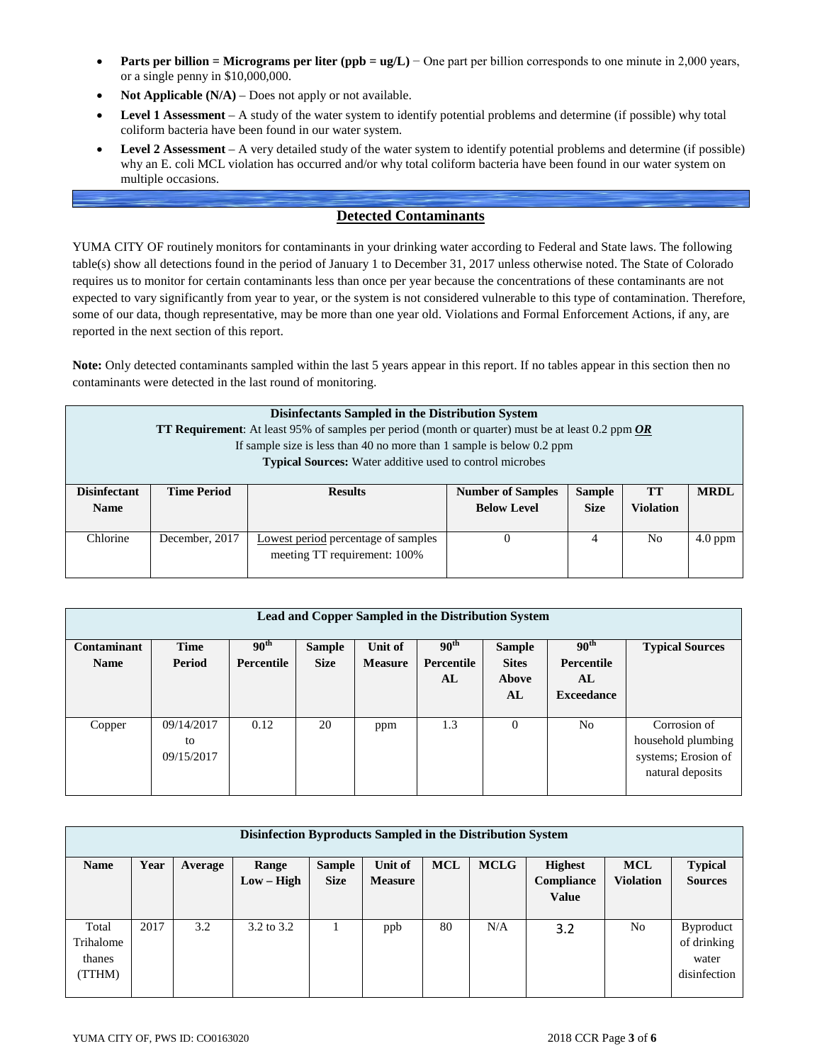- **Parts per billion = Micrograms per liter (ppb = ug/L)** − One part per billion corresponds to one minute in 2,000 years, or a single penny in $10,000,000.
- **Not Applicable (N/A)** – Does not apply or not available.
- **Level 1 Assessment** – A study of the water system to identify potential problems and determine (if possible) why total coliform bacteria have been found in our water system.
- **Level 2 Assessment** – A very detailed study of the water system to identify potential problems and determine (if possible) why an E. coli MCL violation has occurred and/or why total coliform bacteria have been found in our water system on multiple occasions.

## Detected Contaminants

YUMA CITY OF routinely monitors for contaminants in your drinking water according to Federal and State laws. The following table(s) show all detections found in the period of January 1 to December 31, 2017 unless otherwise noted. The State of Colorado requires us to monitor for certain contaminants less than once per year because the concentrations of these contaminants are not expected to vary significantly from year to year, or the system is not considered vulnerable to this type of contamination. Therefore, some of our data, though representative, may be more than one year old. Violations and Formal Enforcement Actions, if any, are reported in the next section of this report.

**Note:** Only detected contaminants sampled within the last 5 years appear in this report. If no tables appear in this section then no contaminants were detected in the last round of monitoring.

**Disinfectants Sampled in the Distribution System**
**TT Requirement**: At least 95% of samples per period (month or quarter) must be at least 0.2 ppm ***OR***
If sample size is less than 40 no more than 1 sample is below 0.2 ppm
**Typical Sources:** Water additive used to control microbes

| Disinfectant Name | Time Period | Results | Number of Samples Below Level | Sample Size | TT Violation | MRDL |
|---|---|---|---|---|---|---|
| Chlorine | December, 2017 | Lowest period percentage of samples meeting TT requirement: 100% | 0 | 4 | No | 4.0 ppm |

**Lead and Copper Sampled in the Distribution System**

| Contaminant Name | Time Period | 90th Percentile | Sample Size | Unit of Measure | 90th Percentile AL | Sample Sites Above AL | 90th Percentile AL Exceedance | Typical Sources |
|---|---|---|---|---|---|---|---|---|
| Copper | 09/14/2017 to 09/15/2017 | 0.12 | 20 | ppm | 1.3 | 0 | No | Corrosion of household plumbing systems; Erosion of natural deposits |

**Disinfection Byproducts Sampled in the Distribution System**

| Name | Year | Average | Range Low – High | Sample Size | Unit of Measure | MCL | MCLG | Highest Compliance Value | MCL Violation | Typical Sources |
|---|---|---|---|---|---|---|---|---|---|---|
| Total Trihalomethanes (TTHM) | 2017 | 3.2 | 3.2 to 3.2 | 1 | ppb | 80 | N/A | 3.2 | No | Byproduct of drinking water disinfection |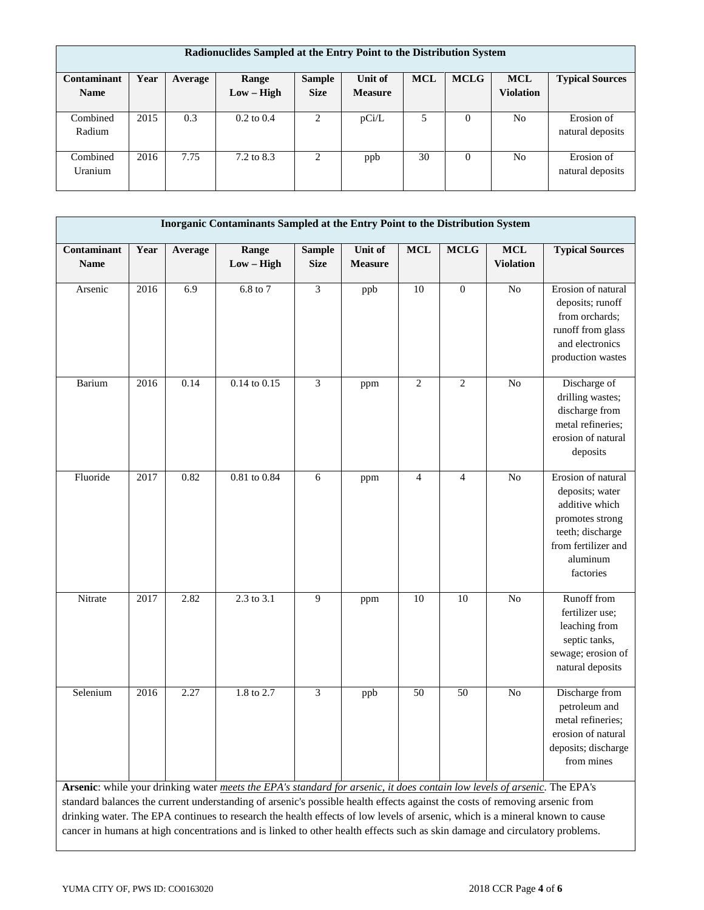| Radionuclides Sampled at the Entry Point to the Distribution System | | | | | | | | | |
|---|---|---|---|---|---|---|---|---|---|
| **Contaminant Name** | **Year** | **Average** | **Range Low – High** | **Sample Size** | **Unit of Measure** | **MCL** | **MCLG** | **MCL Violation** | **Typical Sources** |
| Combined Radium | 2015 | 0.3 | 0.2 to 0.4 | 2 | pCi/L | 5 | 0 | No | Erosion of natural deposits |
| Combined Uranium | 2016 | 7.75 | 7.2 to 8.3 | 2 | ppb | 30 | 0 | No | Erosion of natural deposits |

| Inorganic Contaminants Sampled at the Entry Point to the Distribution System | | | | | | | | | |
|---|---|---|---|---|---|---|---|---|---|
| **Contaminant Name** | **Year** | **Average** | **Range Low – High** | **Sample Size** | **Unit of Measure** | **MCL** | **MCLG** | **MCL Violation** | **Typical Sources** |
| Arsenic | 2016 | 6.9 | 6.8 to 7 | 3 | ppb | 10 | 0 | No | Erosion of natural deposits; runoff from orchards; runoff from glass and electronics production wastes |
| Barium | 2016 | 0.14 | 0.14 to 0.15 | 3 | ppm | 2 | 2 | No | Discharge of drilling wastes; discharge from metal refineries; erosion of natural deposits |
| Fluoride | 2017 | 0.82 | 0.81 to 0.84 | 6 | ppm | 4 | 4 | No | Erosion of natural deposits; water additive which promotes strong teeth; discharge from fertilizer and aluminum factories |
| Nitrate | 2017 | 2.82 | 2.3 to 3.1 | 9 | ppm | 10 | 10 | No | Runoff from fertilizer use; leaching from septic tanks, sewage; erosion of natural deposits |
| Selenium | 2016 | 2.27 | 1.8 to 2.7 | 3 | ppb | 50 | 50 | No | Discharge from petroleum and metal refineries; erosion of natural deposits; discharge from mines |

**Arsenic**: while your drinking water *meets the EPA's standard for arsenic, it does contain low levels of arsenic*. The EPA's standard balances the current understanding of arsenic's possible health effects against the costs of removing arsenic from drinking water. The EPA continues to research the health effects of low levels of arsenic, which is a mineral known to cause cancer in humans at high concentrations and is linked to other health effects such as skin damage and circulatory problems.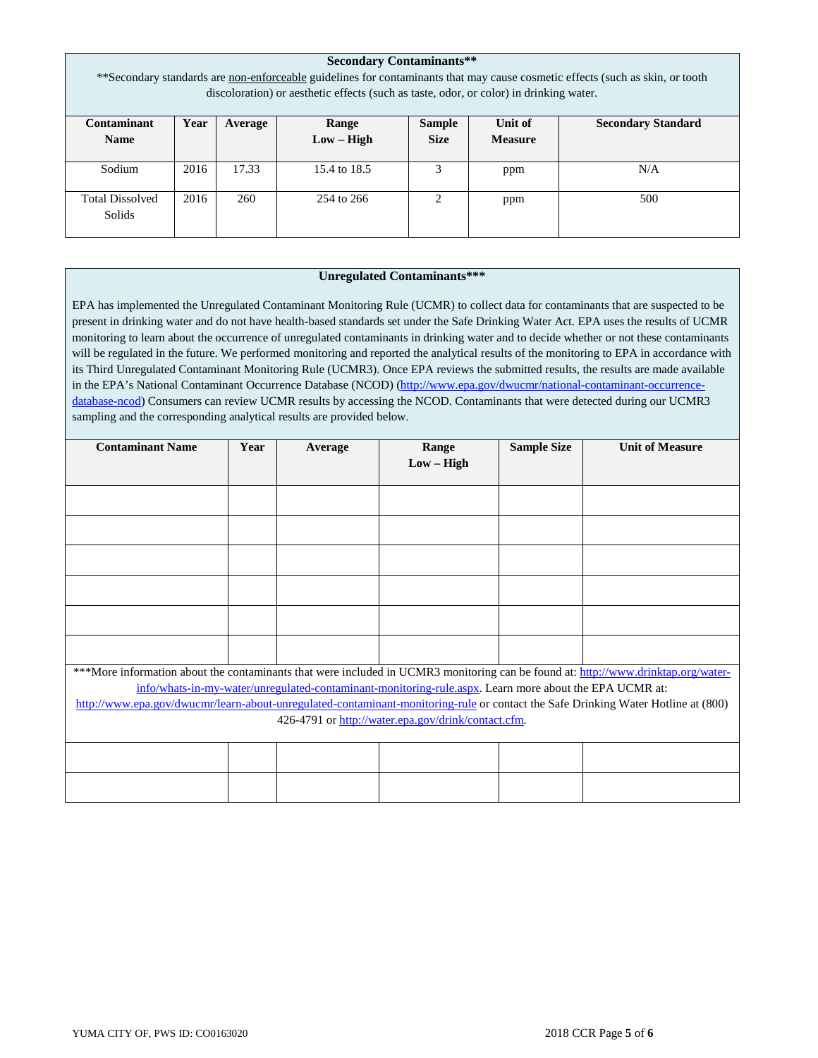### Secondary Contaminants**

**Secondary standards are <u>non-enforceable</u> guidelines for contaminants that may cause cosmetic effects (such as skin, or tooth discoloration) or aesthetic effects (such as taste, odor, or color) in drinking water.

| Contaminant Name | Year | Average | Range Low – High | Sample Size | Unit of Measure | Secondary Standard |
|---|---|---|---|---|---|---|
| Sodium | 2016 | 17.33 | 15.4 to 18.5 | 3 | ppm | N/A |
| Total Dissolved Solids | 2016 | 260 | 254 to 266 | 2 | ppm | 500 |

### Unregulated Contaminants***

EPA has implemented the Unregulated Contaminant Monitoring Rule (UCMR) to collect data for contaminants that are suspected to be present in drinking water and do not have health-based standards set under the Safe Drinking Water Act. EPA uses the results of UCMR monitoring to learn about the occurrence of unregulated contaminants in drinking water and to decide whether or not these contaminants will be regulated in the future. We performed monitoring and reported the analytical results of the monitoring to EPA in accordance with its Third Unregulated Contaminant Monitoring Rule (UCMR3). Once EPA reviews the submitted results, the results are made available in the EPA's National Contaminant Occurrence Database (NCOD) (http://www.epa.gov/dwucmr/national-contaminant-occurrence-database-ncod) Consumers can review UCMR results by accessing the NCOD. Contaminants that were detected during our UCMR3 sampling and the corresponding analytical results are provided below.

| Contaminant Name | Year | Average | Range Low – High | Sample Size | Unit of Measure |
|---|---|---|---|---|---|
| | | | | | |
| | | | | | |
| | | | | | |
| | | | | | |
| | | | | | |
| | | | | | |

***More information about the contaminants that were included in UCMR3 monitoring can be found at: http://www.drinktap.org/water-info/whats-in-my-water/unregulated-contaminant-monitoring-rule.aspx. Learn more about the EPA UCMR at: http://www.epa.gov/dwucmr/learn-about-unregulated-contaminant-monitoring-rule or contact the Safe Drinking Water Hotline at (800) 426-4791 or http://water.epa.gov/drink/contact.cfm.

| | | | | | |
|---|---|---|---|---|---|
| | | | | | |
| | | | | | |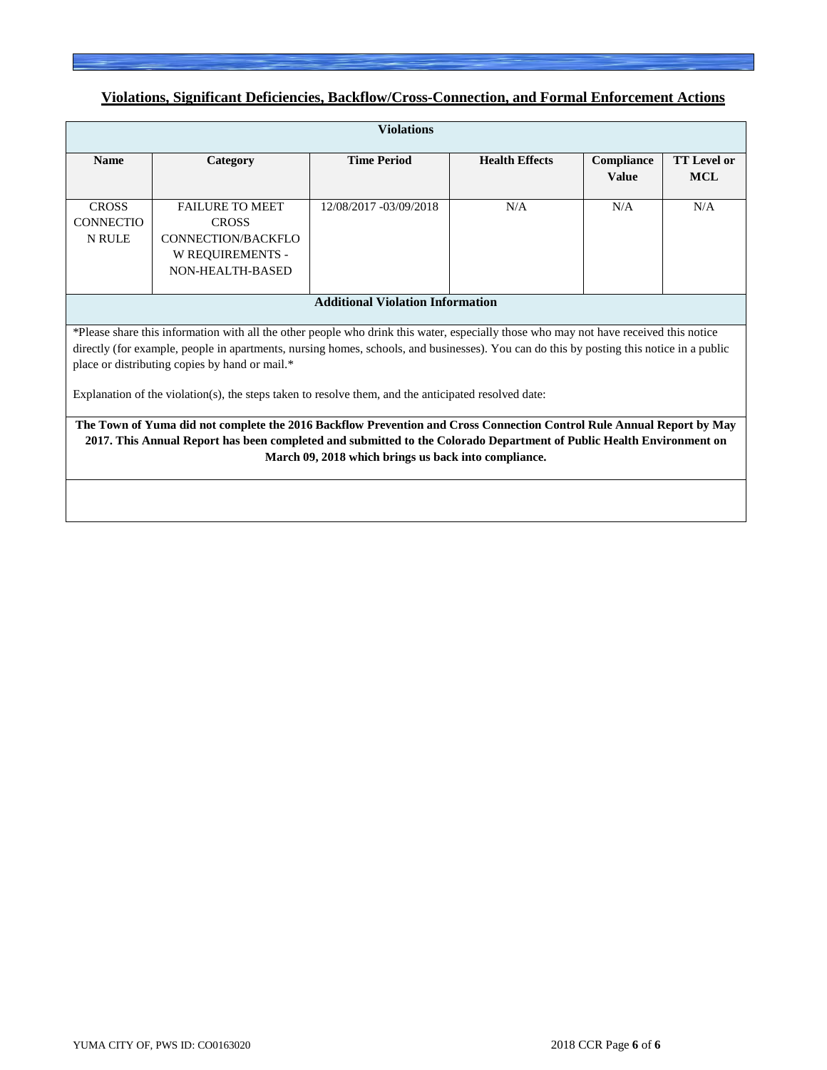## Violations, Significant Deficiencies, Backflow/Cross-Connection, and Formal Enforcement Actions

| Violations | | | | | |
|---|---|---|---|---|---|
| **Name** | **Category** | **Time Period** | **Health Effects** | **Compliance Value** | **TT Level or MCL** |
| CROSS CONNECTION RULE | FAILURE TO MEET CROSS CONNECTION/BACKFLOW REQUIREMENTS - NON-HEALTH-BASED | 12/08/2017 -03/09/2018 | N/A | N/A | N/A |

**Additional Violation Information**

*Please share this information with all the other people who drink this water, especially those who may not have received this notice directly (for example, people in apartments, nursing homes, schools, and businesses). You can do this by posting this notice in a public place or distributing copies by hand or mail.*

Explanation of the violation(s), the steps taken to resolve them, and the anticipated resolved date:

**The Town of Yuma did not complete the 2016 Backflow Prevention and Cross Connection Control Rule Annual Report by May 2017. This Annual Report has been completed and submitted to the Colorado Department of Public Health Environment on March 09, 2018 which brings us back into compliance.**